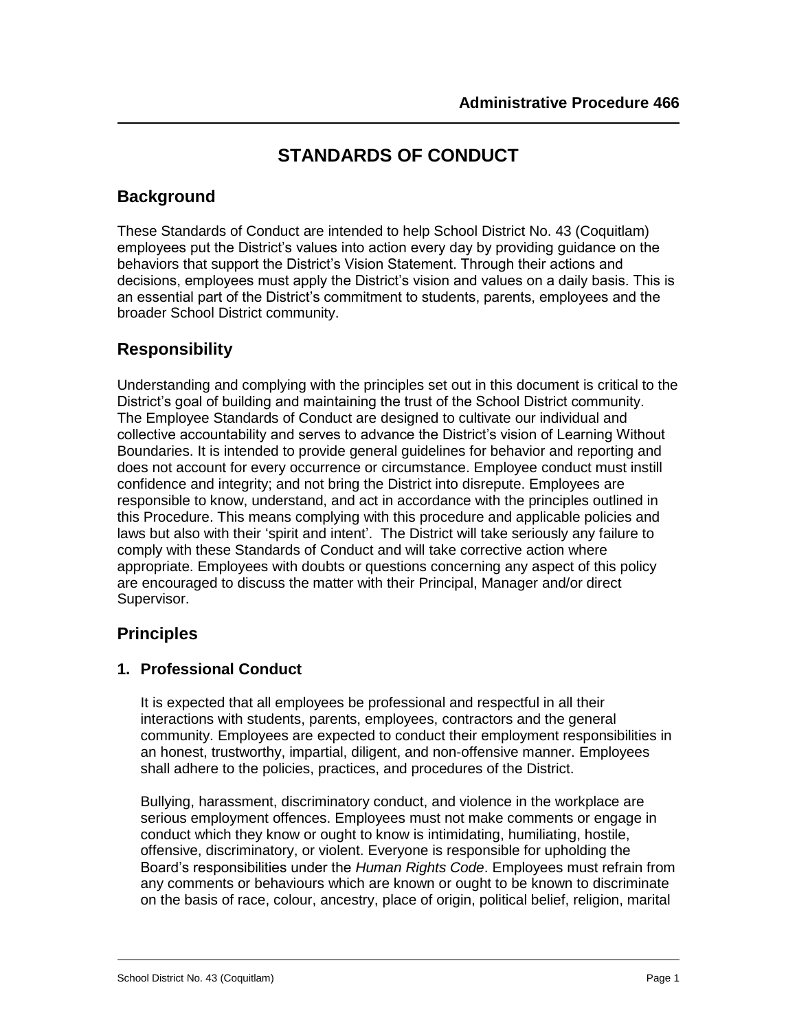**Administrative Procedure 466**

# STANDARDS OF CONDUCT

## Background

These Standards of Conduct are intended to help School District No. 43 (Coquitlam) employees put the District's values into action every day by providing guidance on the behaviors that support the District's Vision Statement. Through their actions and decisions, employees must apply the District's vision and values on a daily basis. This is an essential part of the District's commitment to students, parents, employees and the broader School District community.

## Responsibility

Understanding and complying with the principles set out in this document is critical to the District's goal of building and maintaining the trust of the School District community. The Employee Standards of Conduct are designed to cultivate our individual and collective accountability and serves to advance the District's vision of Learning Without Boundaries. It is intended to provide general guidelines for behavior and reporting and does not account for every occurrence or circumstance. Employee conduct must instill confidence and integrity; and not bring the District into disrepute. Employees are responsible to know, understand, and act in accordance with the principles outlined in this Procedure. This means complying with this procedure and applicable policies and laws but also with their 'spirit and intent'. The District will take seriously any failure to comply with these Standards of Conduct and will take corrective action where appropriate. Employees with doubts or questions concerning any aspect of this policy are encouraged to discuss the matter with their Principal, Manager and/or direct Supervisor.

## Principles

### 1. Professional Conduct

It is expected that all employees be professional and respectful in all their interactions with students, parents, employees, contractors and the general community. Employees are expected to conduct their employment responsibilities in an honest, trustworthy, impartial, diligent, and non-offensive manner. Employees shall adhere to the policies, practices, and procedures of the District.

Bullying, harassment, discriminatory conduct, and violence in the workplace are serious employment offences. Employees must not make comments or engage in conduct which they know or ought to know is intimidating, humiliating, hostile, offensive, discriminatory, or violent. Everyone is responsible for upholding the Board's responsibilities under the *Human Rights Code*. Employees must refrain from any comments or behaviours which are known or ought to be known to discriminate on the basis of race, colour, ancestry, place of origin, political belief, religion, marital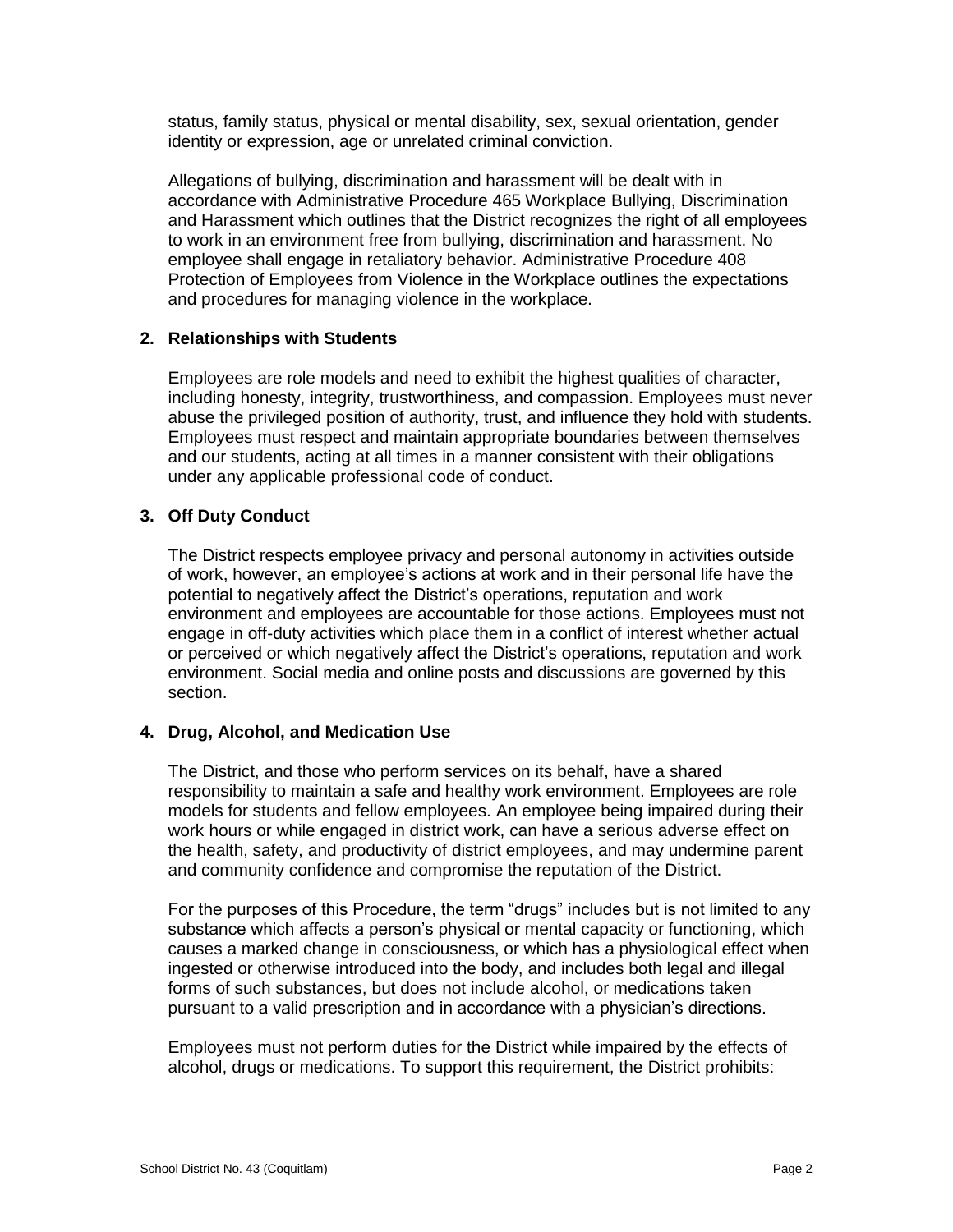status, family status, physical or mental disability, sex, sexual orientation, gender identity or expression, age or unrelated criminal conviction.

Allegations of bullying, discrimination and harassment will be dealt with in accordance with Administrative Procedure 465 Workplace Bullying, Discrimination and Harassment which outlines that the District recognizes the right of all employees to work in an environment free from bullying, discrimination and harassment. No employee shall engage in retaliatory behavior. Administrative Procedure 408 Protection of Employees from Violence in the Workplace outlines the expectations and procedures for managing violence in the workplace.

**2. Relationships with Students**

Employees are role models and need to exhibit the highest qualities of character, including honesty, integrity, trustworthiness, and compassion. Employees must never abuse the privileged position of authority, trust, and influence they hold with students. Employees must respect and maintain appropriate boundaries between themselves and our students, acting at all times in a manner consistent with their obligations under any applicable professional code of conduct.

**3. Off Duty Conduct**

The District respects employee privacy and personal autonomy in activities outside of work, however, an employee's actions at work and in their personal life have the potential to negatively affect the District's operations, reputation and work environment and employees are accountable for those actions. Employees must not engage in off-duty activities which place them in a conflict of interest whether actual or perceived or which negatively affect the District's operations, reputation and work environment. Social media and online posts and discussions are governed by this section.

**4. Drug, Alcohol, and Medication Use**

The District, and those who perform services on its behalf, have a shared responsibility to maintain a safe and healthy work environment. Employees are role models for students and fellow employees. An employee being impaired during their work hours or while engaged in district work, can have a serious adverse effect on the health, safety, and productivity of district employees, and may undermine parent and community confidence and compromise the reputation of the District.

For the purposes of this Procedure, the term "drugs" includes but is not limited to any substance which affects a person's physical or mental capacity or functioning, which causes a marked change in consciousness, or which has a physiological effect when ingested or otherwise introduced into the body, and includes both legal and illegal forms of such substances, but does not include alcohol, or medications taken pursuant to a valid prescription and in accordance with a physician's directions.

Employees must not perform duties for the District while impaired by the effects of alcohol, drugs or medications. To support this requirement, the District prohibits: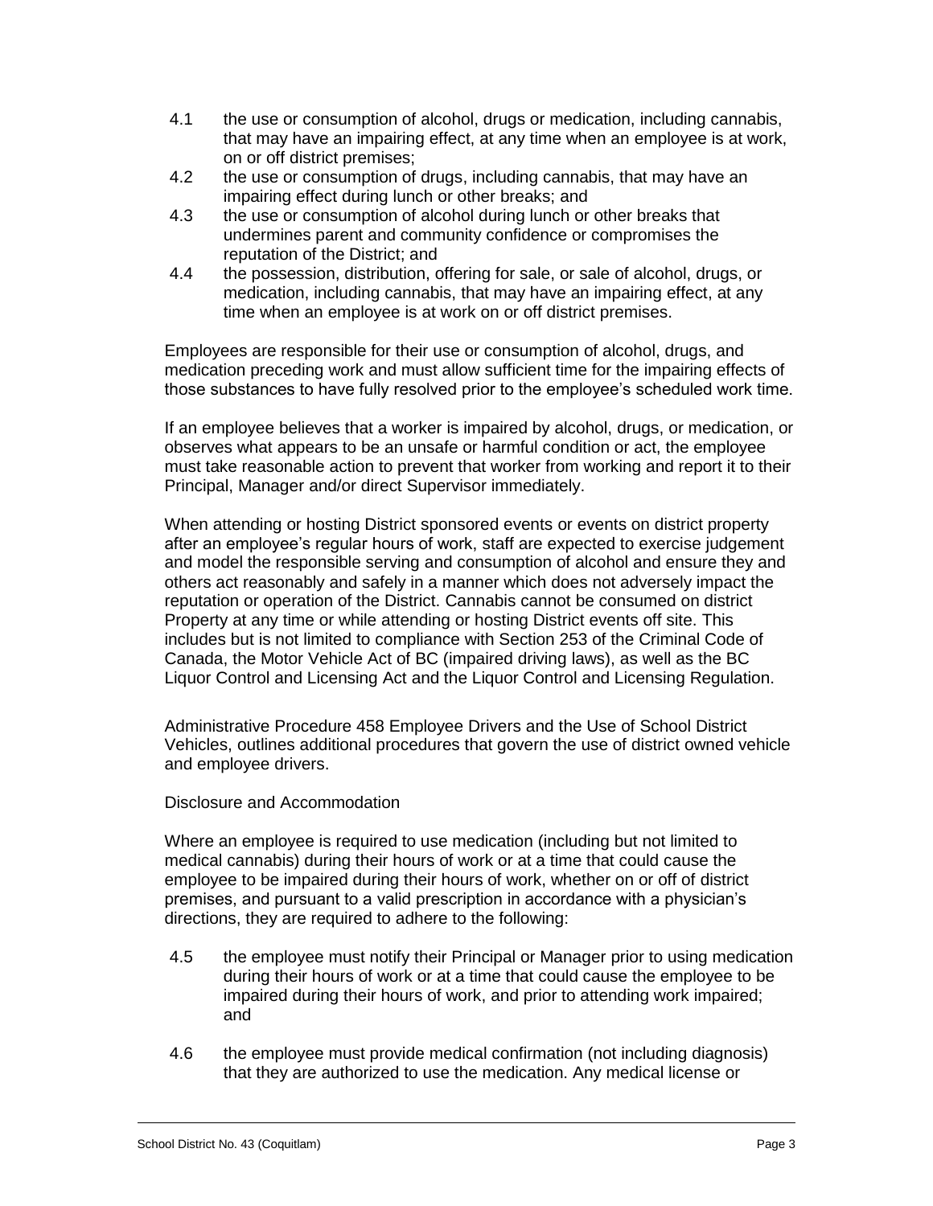4.1 the use or consumption of alcohol, drugs or medication, including cannabis, that may have an impairing effect, at any time when an employee is at work, on or off district premises;

4.2 the use or consumption of drugs, including cannabis, that may have an impairing effect during lunch or other breaks; and

4.3 the use or consumption of alcohol during lunch or other breaks that undermines parent and community confidence or compromises the reputation of the District; and

4.4 the possession, distribution, offering for sale, or sale of alcohol, drugs, or medication, including cannabis, that may have an impairing effect, at any time when an employee is at work on or off district premises.

Employees are responsible for their use or consumption of alcohol, drugs, and medication preceding work and must allow sufficient time for the impairing effects of those substances to have fully resolved prior to the employee's scheduled work time.

If an employee believes that a worker is impaired by alcohol, drugs, or medication, or observes what appears to be an unsafe or harmful condition or act, the employee must take reasonable action to prevent that worker from working and report it to their Principal, Manager and/or direct Supervisor immediately.

When attending or hosting District sponsored events or events on district property after an employee's regular hours of work, staff are expected to exercise judgement and model the responsible serving and consumption of alcohol and ensure they and others act reasonably and safely in a manner which does not adversely impact the reputation or operation of the District. Cannabis cannot be consumed on district Property at any time or while attending or hosting District events off site. This includes but is not limited to compliance with Section 253 of the Criminal Code of Canada, the Motor Vehicle Act of BC (impaired driving laws), as well as the BC Liquor Control and Licensing Act and the Liquor Control and Licensing Regulation.

Administrative Procedure 458 Employee Drivers and the Use of School District Vehicles, outlines additional procedures that govern the use of district owned vehicle and employee drivers.

Disclosure and Accommodation

Where an employee is required to use medication (including but not limited to medical cannabis) during their hours of work or at a time that could cause the employee to be impaired during their hours of work, whether on or off of district premises, and pursuant to a valid prescription in accordance with a physician's directions, they are required to adhere to the following:

4.5 the employee must notify their Principal or Manager prior to using medication during their hours of work or at a time that could cause the employee to be impaired during their hours of work, and prior to attending work impaired; and

4.6 the employee must provide medical confirmation (not including diagnosis) that they are authorized to use the medication. Any medical license or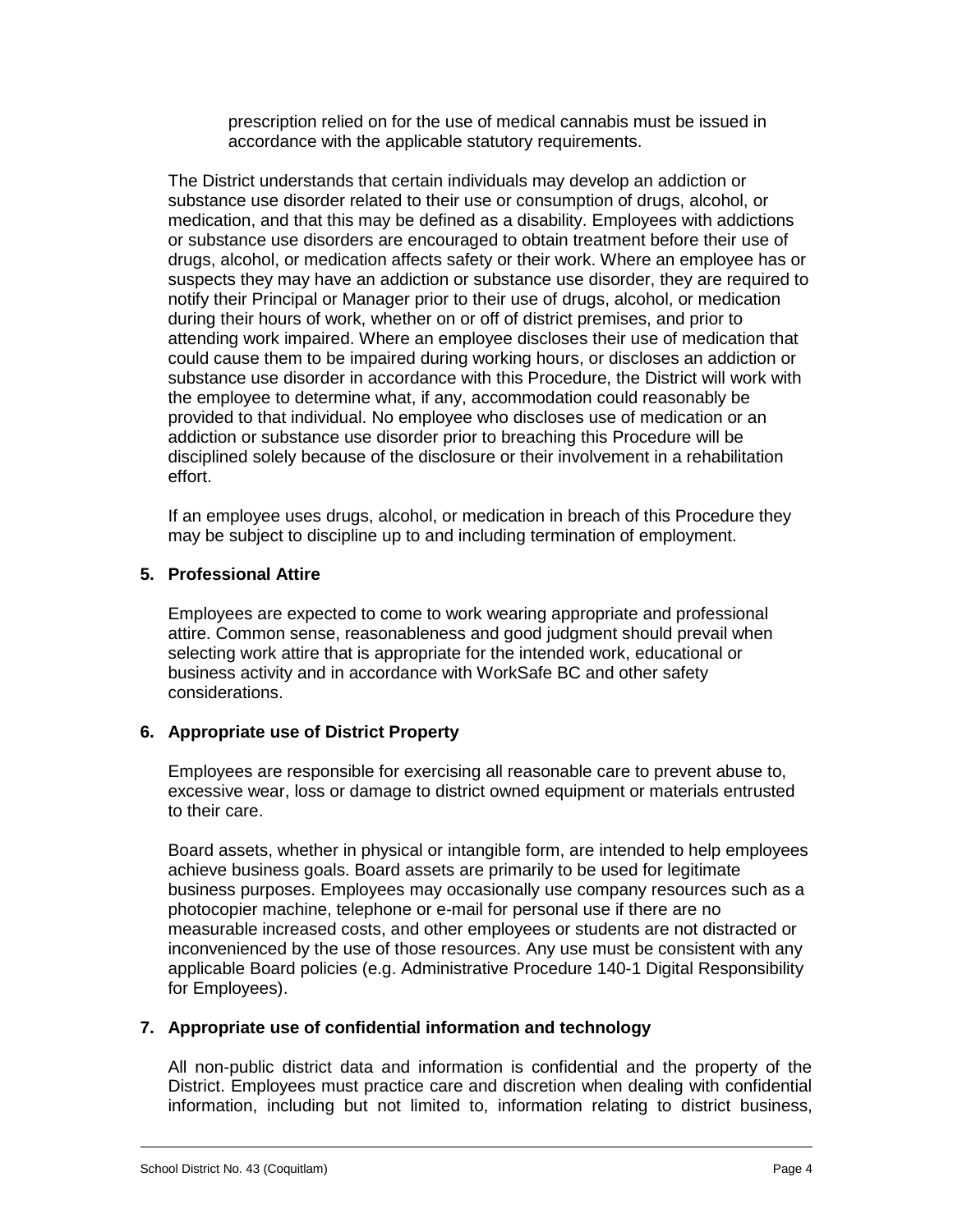prescription relied on for the use of medical cannabis must be issued in accordance with the applicable statutory requirements.

The District understands that certain individuals may develop an addiction or substance use disorder related to their use or consumption of drugs, alcohol, or medication, and that this may be defined as a disability. Employees with addictions or substance use disorders are encouraged to obtain treatment before their use of drugs, alcohol, or medication affects safety or their work. Where an employee has or suspects they may have an addiction or substance use disorder, they are required to notify their Principal or Manager prior to their use of drugs, alcohol, or medication during their hours of work, whether on or off of district premises, and prior to attending work impaired. Where an employee discloses their use of medication that could cause them to be impaired during working hours, or discloses an addiction or substance use disorder in accordance with this Procedure, the District will work with the employee to determine what, if any, accommodation could reasonably be provided to that individual. No employee who discloses use of medication or an addiction or substance use disorder prior to breaching this Procedure will be disciplined solely because of the disclosure or their involvement in a rehabilitation effort.

If an employee uses drugs, alcohol, or medication in breach of this Procedure they may be subject to discipline up to and including termination of employment.

**5. Professional Attire**

Employees are expected to come to work wearing appropriate and professional attire. Common sense, reasonableness and good judgment should prevail when selecting work attire that is appropriate for the intended work, educational or business activity and in accordance with WorkSafe BC and other safety considerations.

**6. Appropriate use of District Property**

Employees are responsible for exercising all reasonable care to prevent abuse to, excessive wear, loss or damage to district owned equipment or materials entrusted to their care.

Board assets, whether in physical or intangible form, are intended to help employees achieve business goals. Board assets are primarily to be used for legitimate business purposes. Employees may occasionally use company resources such as a photocopier machine, telephone or e-mail for personal use if there are no measurable increased costs, and other employees or students are not distracted or inconvenienced by the use of those resources. Any use must be consistent with any applicable Board policies (e.g. Administrative Procedure 140-1 Digital Responsibility for Employees).

**7. Appropriate use of confidential information and technology**

All non-public district data and information is confidential and the property of the District. Employees must practice care and discretion when dealing with confidential information, including but not limited to, information relating to district business,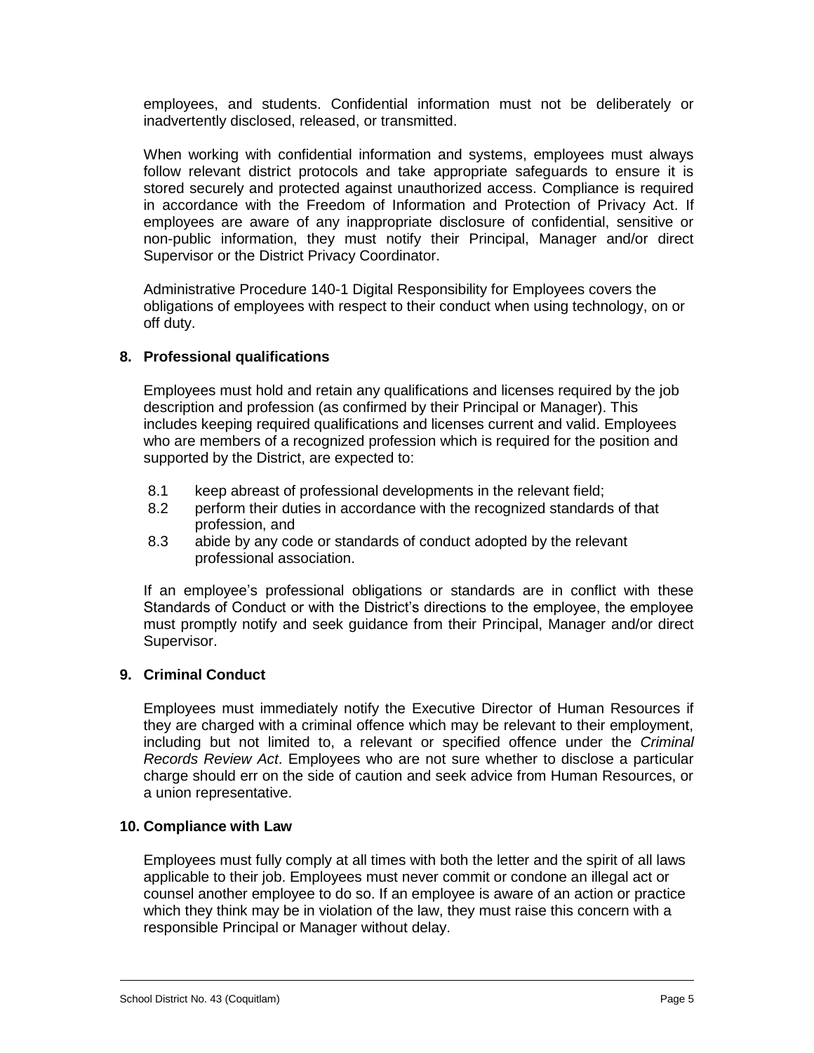employees, and students. Confidential information must not be deliberately or inadvertently disclosed, released, or transmitted.

When working with confidential information and systems, employees must always follow relevant district protocols and take appropriate safeguards to ensure it is stored securely and protected against unauthorized access. Compliance is required in accordance with the Freedom of Information and Protection of Privacy Act. If employees are aware of any inappropriate disclosure of confidential, sensitive or non-public information, they must notify their Principal, Manager and/or direct Supervisor or the District Privacy Coordinator.

Administrative Procedure 140-1 Digital Responsibility for Employees covers the obligations of employees with respect to their conduct when using technology, on or off duty.

## 8. Professional qualifications

Employees must hold and retain any qualifications and licenses required by the job description and profession (as confirmed by their Principal or Manager). This includes keeping required qualifications and licenses current and valid. Employees who are members of a recognized profession which is required for the position and supported by the District, are expected to:

- 8.1 keep abreast of professional developments in the relevant field;
- 8.2 perform their duties in accordance with the recognized standards of that profession, and
- 8.3 abide by any code or standards of conduct adopted by the relevant professional association.

If an employee's professional obligations or standards are in conflict with these Standards of Conduct or with the District's directions to the employee, the employee must promptly notify and seek guidance from their Principal, Manager and/or direct Supervisor.

## 9. Criminal Conduct

Employees must immediately notify the Executive Director of Human Resources if they are charged with a criminal offence which may be relevant to their employment, including but not limited to, a relevant or specified offence under the *Criminal Records Review Act*. Employees who are not sure whether to disclose a particular charge should err on the side of caution and seek advice from Human Resources, or a union representative.

## 10. Compliance with Law

Employees must fully comply at all times with both the letter and the spirit of all laws applicable to their job. Employees must never commit or condone an illegal act or counsel another employee to do so. If an employee is aware of an action or practice which they think may be in violation of the law, they must raise this concern with a responsible Principal or Manager without delay.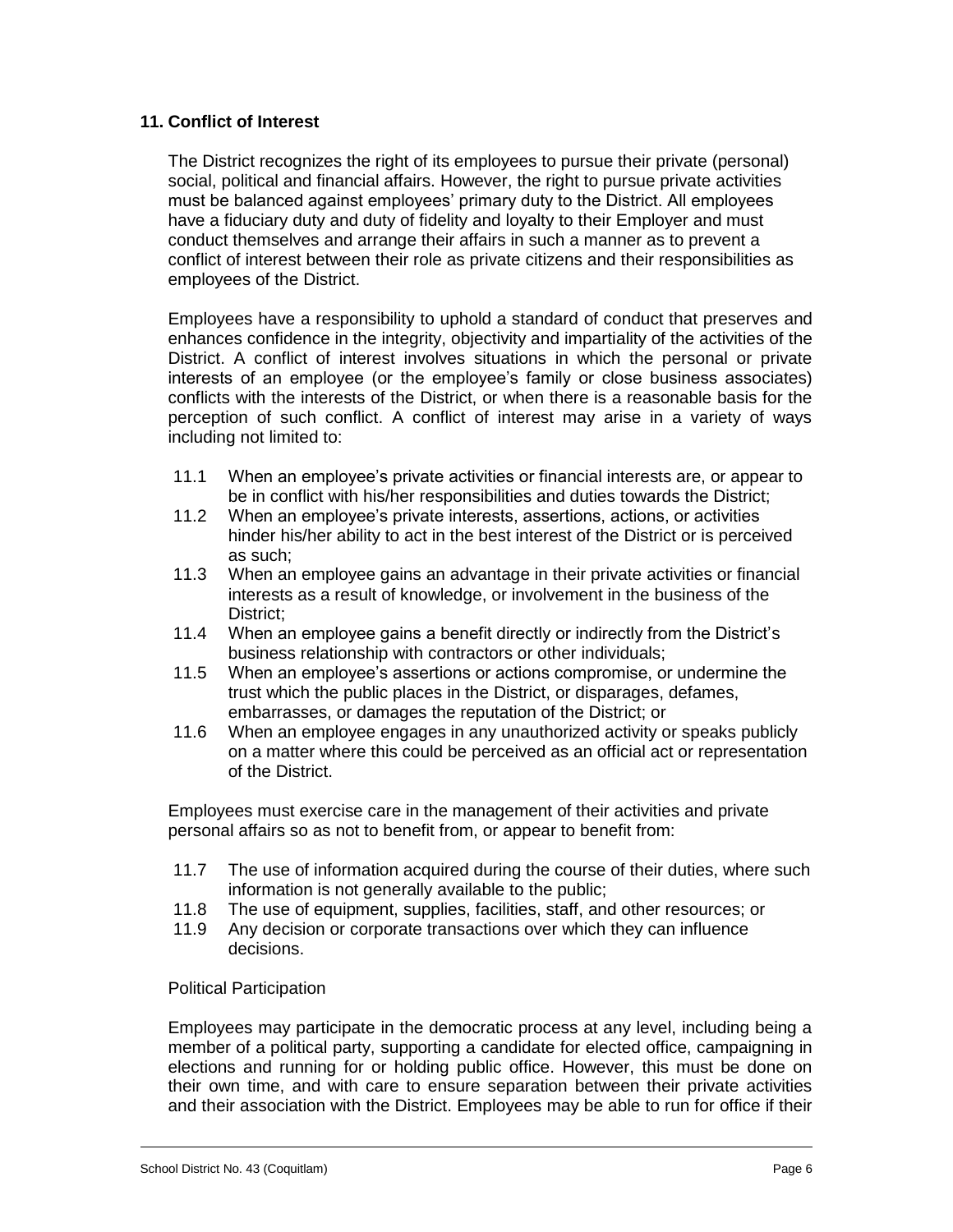## 11. Conflict of Interest

The District recognizes the right of its employees to pursue their private (personal) social, political and financial affairs. However, the right to pursue private activities must be balanced against employees' primary duty to the District. All employees have a fiduciary duty and duty of fidelity and loyalty to their Employer and must conduct themselves and arrange their affairs in such a manner as to prevent a conflict of interest between their role as private citizens and their responsibilities as employees of the District.

Employees have a responsibility to uphold a standard of conduct that preserves and enhances confidence in the integrity, objectivity and impartiality of the activities of the District. A conflict of interest involves situations in which the personal or private interests of an employee (or the employee's family or close business associates) conflicts with the interests of the District, or when there is a reasonable basis for the perception of such conflict. A conflict of interest may arise in a variety of ways including not limited to:

- 11.1 When an employee's private activities or financial interests are, or appear to be in conflict with his/her responsibilities and duties towards the District;
- 11.2 When an employee's private interests, assertions, actions, or activities hinder his/her ability to act in the best interest of the District or is perceived as such;
- 11.3 When an employee gains an advantage in their private activities or financial interests as a result of knowledge, or involvement in the business of the District;
- 11.4 When an employee gains a benefit directly or indirectly from the District's business relationship with contractors or other individuals;
- 11.5 When an employee's assertions or actions compromise, or undermine the trust which the public places in the District, or disparages, defames, embarrasses, or damages the reputation of the District; or
- 11.6 When an employee engages in any unauthorized activity or speaks publicly on a matter where this could be perceived as an official act or representation of the District.

Employees must exercise care in the management of their activities and private personal affairs so as not to benefit from, or appear to benefit from:

- 11.7 The use of information acquired during the course of their duties, where such information is not generally available to the public;
- 11.8 The use of equipment, supplies, facilities, staff, and other resources; or
- 11.9 Any decision or corporate transactions over which they can influence decisions.

Political Participation

Employees may participate in the democratic process at any level, including being a member of a political party, supporting a candidate for elected office, campaigning in elections and running for or holding public office. However, this must be done on their own time, and with care to ensure separation between their private activities and their association with the District. Employees may be able to run for office if their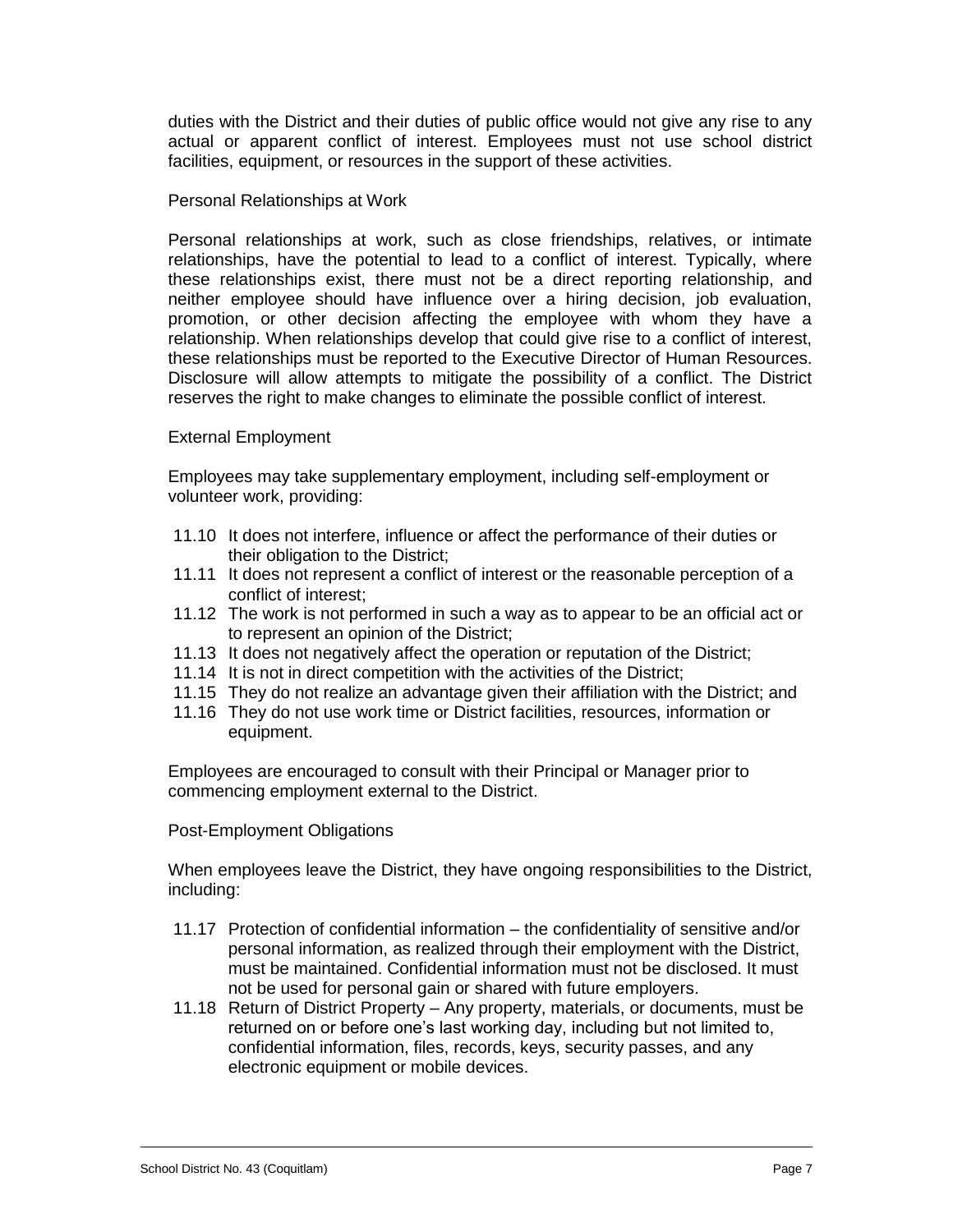duties with the District and their duties of public office would not give any rise to any actual or apparent conflict of interest. Employees must not use school district facilities, equipment, or resources in the support of these activities.

### Personal Relationships at Work

Personal relationships at work, such as close friendships, relatives, or intimate relationships, have the potential to lead to a conflict of interest. Typically, where these relationships exist, there must not be a direct reporting relationship, and neither employee should have influence over a hiring decision, job evaluation, promotion, or other decision affecting the employee with whom they have a relationship. When relationships develop that could give rise to a conflict of interest, these relationships must be reported to the Executive Director of Human Resources. Disclosure will allow attempts to mitigate the possibility of a conflict. The District reserves the right to make changes to eliminate the possible conflict of interest.

### External Employment

Employees may take supplementary employment, including self-employment or volunteer work, providing:

- 11.10 It does not interfere, influence or affect the performance of their duties or their obligation to the District;
- 11.11 It does not represent a conflict of interest or the reasonable perception of a conflict of interest;
- 11.12 The work is not performed in such a way as to appear to be an official act or to represent an opinion of the District;
- 11.13 It does not negatively affect the operation or reputation of the District;
- 11.14 It is not in direct competition with the activities of the District;
- 11.15 They do not realize an advantage given their affiliation with the District; and
- 11.16 They do not use work time or District facilities, resources, information or equipment.

Employees are encouraged to consult with their Principal or Manager prior to commencing employment external to the District.

### Post-Employment Obligations

When employees leave the District, they have ongoing responsibilities to the District, including:

- 11.17 Protection of confidential information – the confidentiality of sensitive and/or personal information, as realized through their employment with the District, must be maintained. Confidential information must not be disclosed. It must not be used for personal gain or shared with future employers.
- 11.18 Return of District Property – Any property, materials, or documents, must be returned on or before one's last working day, including but not limited to, confidential information, files, records, keys, security passes, and any electronic equipment or mobile devices.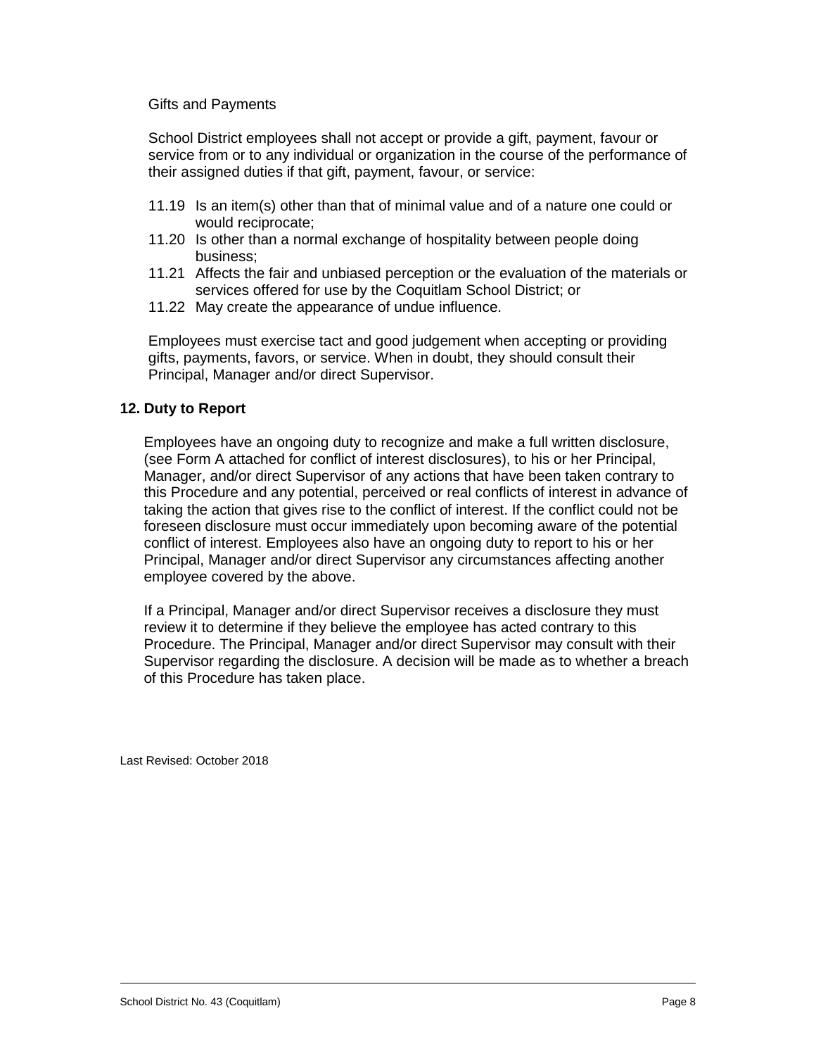Gifts and Payments

School District employees shall not accept or provide a gift, payment, favour or service from or to any individual or organization in the course of the performance of their assigned duties if that gift, payment, favour, or service:

11.19 Is an item(s) other than that of minimal value and of a nature one could or would reciprocate;

11.20 Is other than a normal exchange of hospitality between people doing business;

11.21 Affects the fair and unbiased perception or the evaluation of the materials or services offered for use by the Coquitlam School District; or

11.22 May create the appearance of undue influence.

Employees must exercise tact and good judgement when accepting or providing gifts, payments, favors, or service. When in doubt, they should consult their Principal, Manager and/or direct Supervisor.

## 12. Duty to Report

Employees have an ongoing duty to recognize and make a full written disclosure, (see Form A attached for conflict of interest disclosures), to his or her Principal, Manager, and/or direct Supervisor of any actions that have been taken contrary to this Procedure and any potential, perceived or real conflicts of interest in advance of taking the action that gives rise to the conflict of interest. If the conflict could not be foreseen disclosure must occur immediately upon becoming aware of the potential conflict of interest. Employees also have an ongoing duty to report to his or her Principal, Manager and/or direct Supervisor any circumstances affecting another employee covered by the above.

If a Principal, Manager and/or direct Supervisor receives a disclosure they must review it to determine if they believe the employee has acted contrary to this Procedure. The Principal, Manager and/or direct Supervisor may consult with their Supervisor regarding the disclosure. A decision will be made as to whether a breach of this Procedure has taken place.

Last Revised: October 2018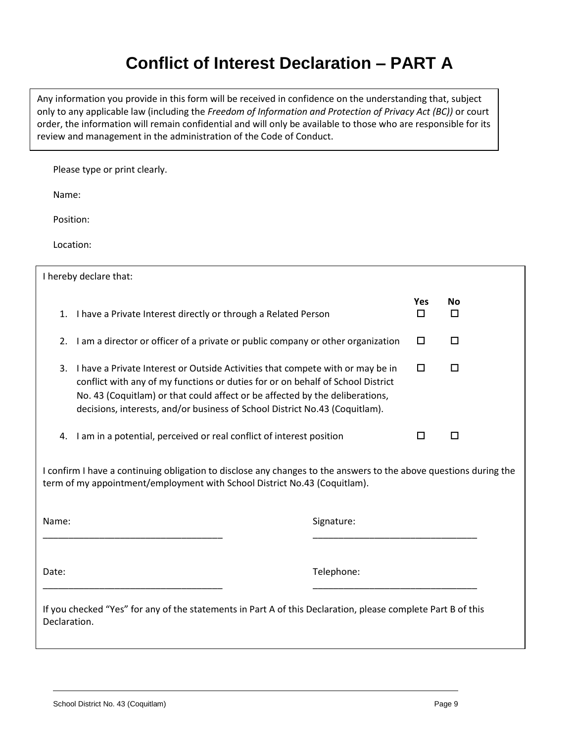# Conflict of Interest Declaration – PART A

Any information you provide in this form will be received in confidence on the understanding that, subject only to any applicable law (including the *Freedom of Information and Protection of Privacy Act (BC))* or court order, the information will remain confidential and will only be available to those who are responsible for its review and management in the administration of the Code of Conduct.

Please type or print clearly.

Name:

Position:

Location:

I hereby declare that:

| | | Yes | No |
|---|---|---|---|
| 1. | I have a Private Interest directly or through a Related Person | ☐ | ☐ |
| 2. | I am a director or officer of a private or public company or other organization | ☐ | ☐ |
| 3. | I have a Private Interest or Outside Activities that compete with or may be in conflict with any of my functions or duties for or on behalf of School District No. 43 (Coquitlam) or that could affect or be affected by the deliberations, decisions, interests, and/or business of School District No.43 (Coquitlam). | ☐ | ☐ |
| 4. | I am in a potential, perceived or real conflict of interest position | ☐ | ☐ |

I confirm I have a continuing obligation to disclose any changes to the answers to the above questions during the term of my appointment/employment with School District No.43 (Coquitlam).

Name: ___________________________________

Signature: ________________________________

Date: ___________________________________

Telephone: ________________________________

If you checked "Yes" for any of the statements in Part A of this Declaration, please complete Part B of this Declaration.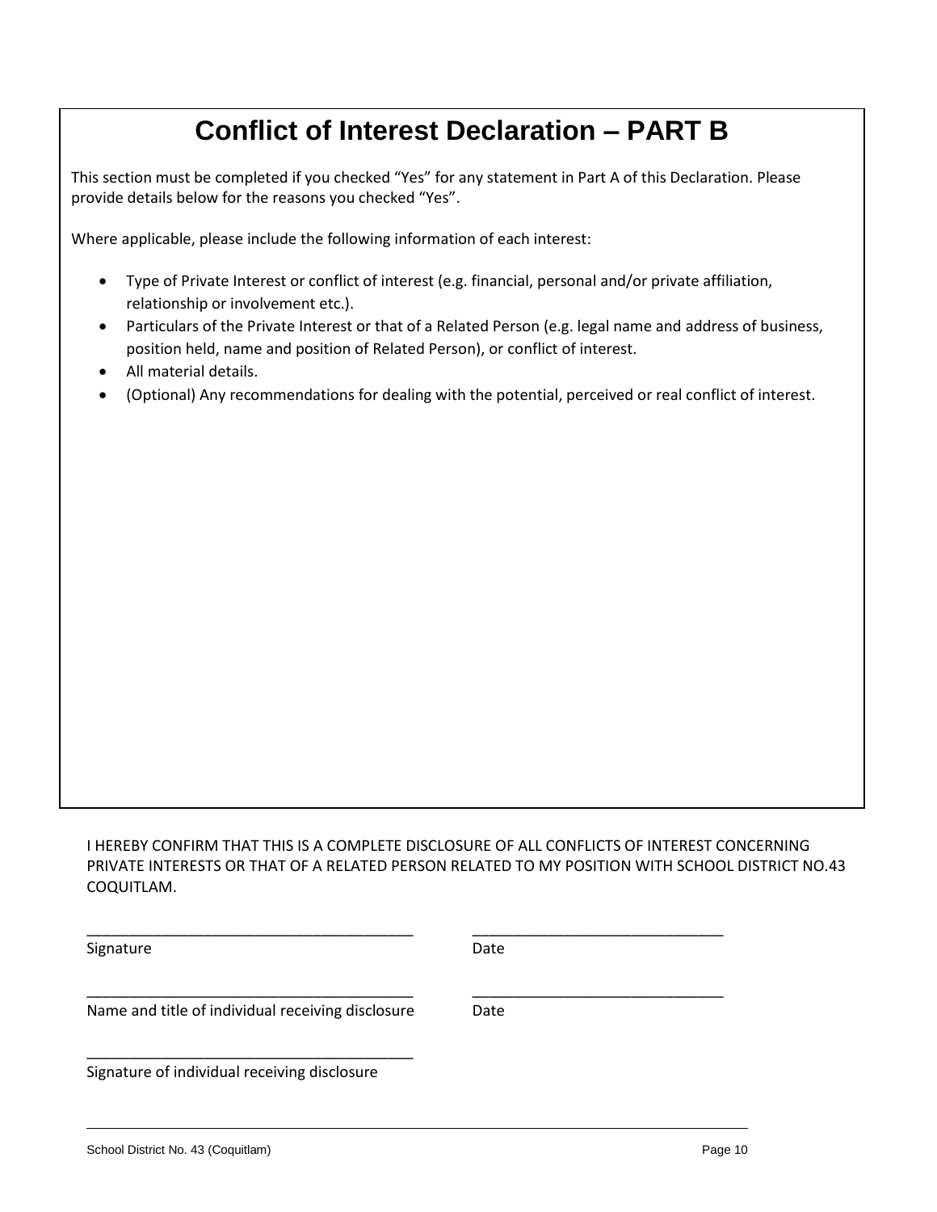# Conflict of Interest Declaration – PART B

This section must be completed if you checked "Yes" for any statement in Part A of this Declaration. Please provide details below for the reasons you checked "Yes".

Where applicable, please include the following information of each interest:

- Type of Private Interest or conflict of interest (e.g. financial, personal and/or private affiliation, relationship or involvement etc.).
- Particulars of the Private Interest or that of a Related Person (e.g. legal name and address of business, position held, name and position of Related Person), or conflict of interest.
- All material details.
- (Optional) Any recommendations for dealing with the potential, perceived or real conflict of interest.

I HEREBY CONFIRM THAT THIS IS A COMPLETE DISCLOSURE OF ALL CONFLICTS OF INTEREST CONCERNING PRIVATE INTERESTS OR THAT OF A RELATED PERSON RELATED TO MY POSITION WITH SCHOOL DISTRICT NO.43 COQUITLAM.

________________________________________ ______________________________
Signature Date

________________________________________ ______________________________
Name and title of individual receiving disclosure Date

________________________________________
Signature of individual receiving disclosure